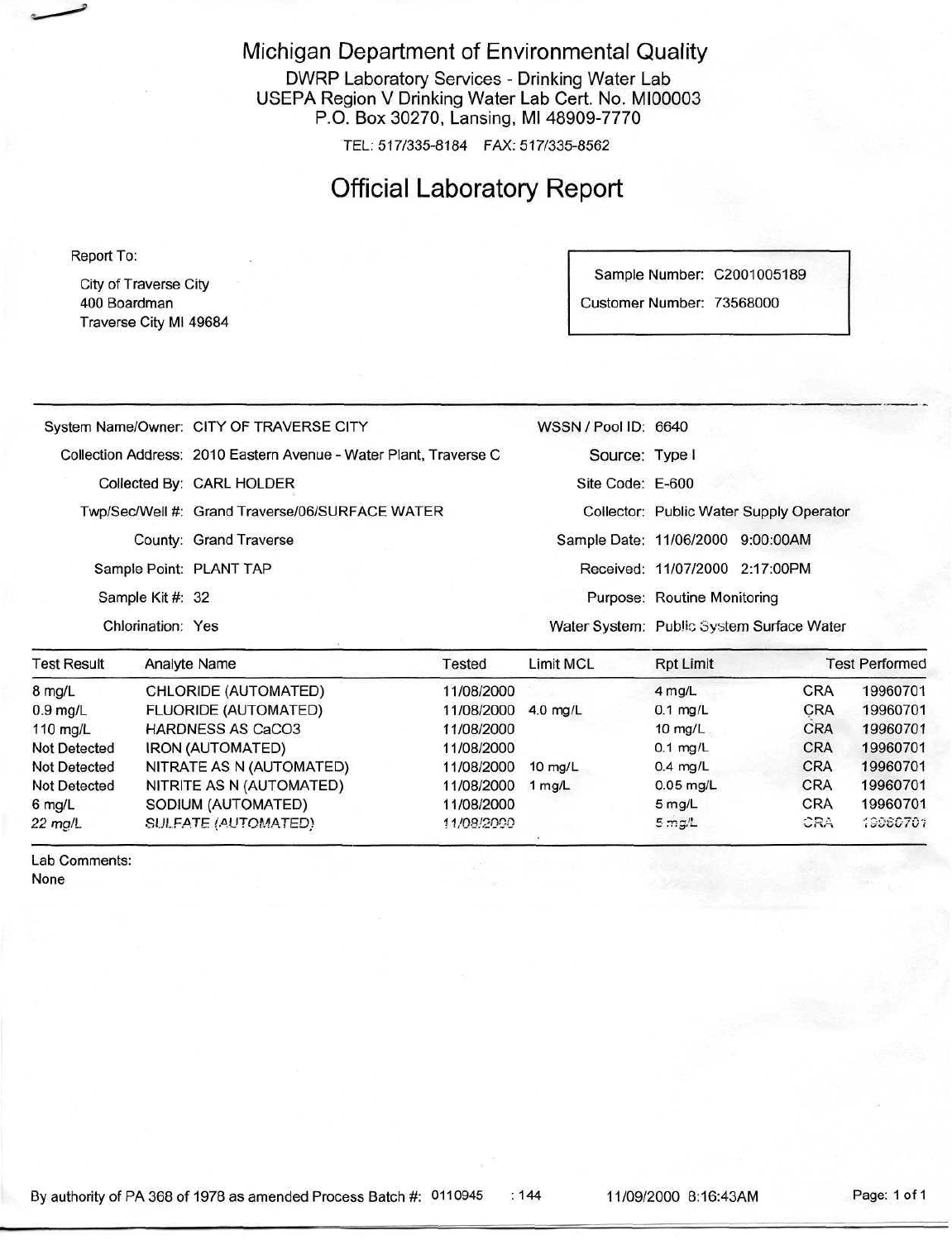# Michigan Department of Environmental Quality

DWRP Laboratory Services - Drinking Water Lab
USEPA Region V Drinking Water Lab Cert. No. MI00003
P.O. Box 30270, Lansing, MI 48909-7770

TEL: 517/335-8184 FAX: 517/335-8562

## Official Laboratory Report

Report To:

City of Traverse City
400 Boardman
Traverse City MI 49684

Sample Number: C2001005189
Customer Number: 73568000

| | | | |
|---|---|---|---|
| System Name/Owner: | CITY OF TRAVERSE CITY | WSSN / Pool ID: | 6640 |
| Collection Address: | 2010 Eastern Avenue - Water Plant, Traverse C | Source: | Type I |
| Collected By: | CARL HOLDER | Site Code: | E-600 |
| Twp/Sec/Well #: | Grand Traverse/06/SURFACE WATER | Collector: | Public Water Supply Operator |
| County: | Grand Traverse | Sample Date: | 11/06/2000 9:00:00AM |
| Sample Point: | PLANT TAP | Received: | 11/07/2000 2:17:00PM |
| Sample Kit #: | 32 | Purpose: | Routine Monitoring |
| Chlorination: | Yes | Water System: | Public System Surface Water |

| Test Result | Analyte Name | Tested | Limit MCL | Rpt Limit | Test Performed | |
|---|---|---|---|---|---|---|
| 8 mg/L | CHLORIDE (AUTOMATED) | 11/08/2000 | | 4 mg/L | CRA | 19960701 |
| 0.9 mg/L | FLUORIDE (AUTOMATED) | 11/08/2000 | 4.0 mg/L | 0.1 mg/L | CRA | 19960701 |
| 110 mg/L | HARDNESS AS CaCO3 | 11/08/2000 | | 10 mg/L | CRA | 19960701 |
| Not Detected | IRON (AUTOMATED) | 11/08/2000 | | 0.1 mg/L | CRA | 19960701 |
| Not Detected | NITRATE AS N (AUTOMATED) | 11/08/2000 | 10 mg/L | 0.4 mg/L | CRA | 19960701 |
| Not Detected | NITRITE AS N (AUTOMATED) | 11/08/2000 | 1 mg/L | 0.05 mg/L | CRA | 19960701 |
| 6 mg/L | SODIUM (AUTOMATED) | 11/08/2000 | | 5 mg/L | CRA | 19960701 |
| 22 mg/L | SULFATE (AUTOMATED) | 11/08/2000 | | 5 mg/L | CRA | 19960701 |

Lab Comments:
None

By authority of PA 368 of 1978 as amended Process Batch #: 0110945 : 144 11/09/2000 8:16:43AM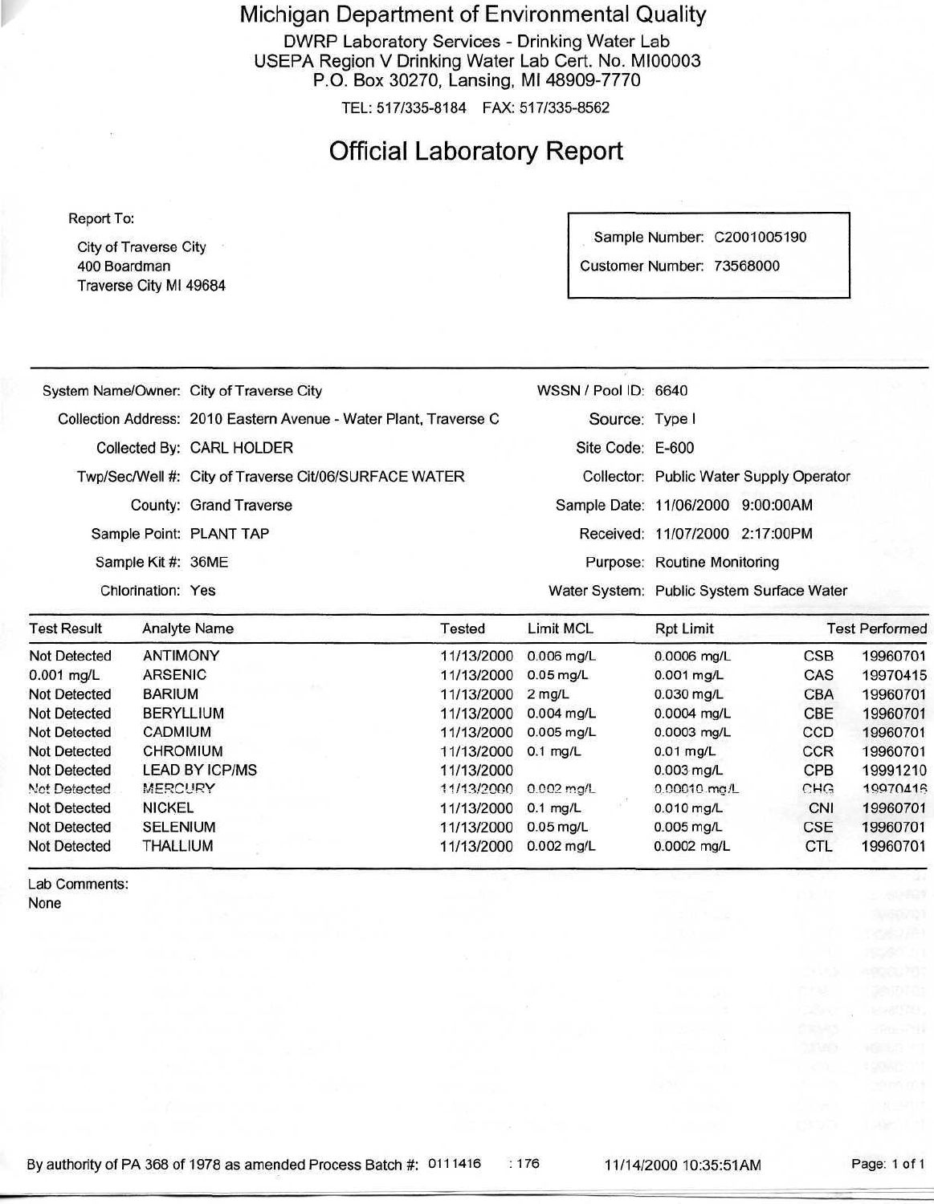# Michigan Department of Environmental Quality

DWRP Laboratory Services - Drinking Water Lab
USEPA Region V Drinking Water Lab Cert. No. MI00003
P.O. Box 30270, Lansing, MI 48909-7770

TEL: 517/335-8184 FAX: 517/335-8562

## Official Laboratory Report

Report To:

City of Traverse City
400 Boardman
Traverse City MI 49684

Sample Number: C2001005190
Customer Number: 73568000

| | | | |
|---|---|---|---|
| System Name/Owner: | City of Traverse City | WSSN / Pool ID: | 6640 |
| Collection Address: | 2010 Eastern Avenue - Water Plant, Traverse C | Source: | Type I |
| Collected By: | CARL HOLDER | Site Code: | E-600 |
| Twp/Sec/Well #: | City of Traverse Cit/06/SURFACE WATER | Collector: | Public Water Supply Operator |
| County: | Grand Traverse | Sample Date: | 11/06/2000 9:00:00AM |
| Sample Point: | PLANT TAP | Received: | 11/07/2000 2:17:00PM |
| Sample Kit #: | 36ME | Purpose: | Routine Monitoring |
| Chlorination: | Yes | Water System: | Public System Surface Water |

| Test Result | Analyte Name | Tested | Limit MCL | Rpt Limit | Test Performed | |
|---|---|---|---|---|---|---|
| Not Detected | ANTIMONY | 11/13/2000 | 0.006 mg/L | 0.0006 mg/L | CSB | 19960701 |
| 0.001 mg/L | ARSENIC | 11/13/2000 | 0.05 mg/L | 0.001 mg/L | CAS | 19970415 |
| Not Detected | BARIUM | 11/13/2000 | 2 mg/L | 0.030 mg/L | CBA | 19960701 |
| Not Detected | BERYLLIUM | 11/13/2000 | 0.004 mg/L | 0.0004 mg/L | CBE | 19960701 |
| Not Detected | CADMIUM | 11/13/2000 | 0.005 mg/L | 0.0003 mg/L | CCD | 19960701 |
| Not Detected | CHROMIUM | 11/13/2000 | 0.1 mg/L | 0.01 mg/L | CCR | 19960701 |
| Not Detected | LEAD BY ICP/MS | 11/13/2000 | | 0.003 mg/L | CPB | 19991210 |
| Not Detected | MERCURY | 11/13/2000 | 0.002 mg/L | 0.00010 mg/L | CHG | 19970416 |
| Not Detected | NICKEL | 11/13/2000 | 0.1 mg/L | 0.010 mg/L | CNI | 19960701 |
| Not Detected | SELENIUM | 11/13/2000 | 0.05 mg/L | 0.005 mg/L | CSE | 19960701 |
| Not Detected | THALLIUM | 11/13/2000 | 0.002 mg/L | 0.0002 mg/L | CTL | 19960701 |

Lab Comments:
None

By authority of PA 368 of 1978 as amended Process Batch #: 0111416 : 176 11/14/2000 10:35:51AM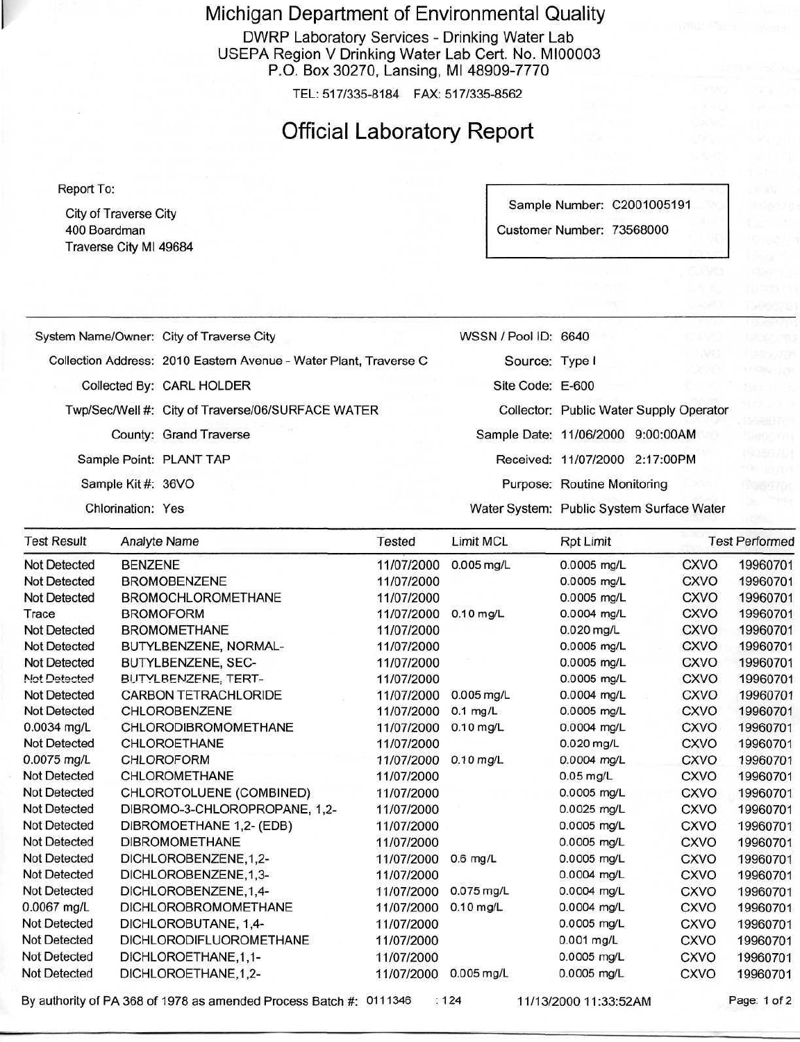# Michigan Department of Environmental Quality

DWRP Laboratory Services - Drinking Water Lab
USEPA Region V Drinking Water Lab Cert. No. MI00003
P.O. Box 30270, Lansing, MI 48909-7770

TEL: 517/335-8184 FAX: 517/335-8562

## Official Laboratory Report

Report To:

City of Traverse City
400 Boardman
Traverse City MI 49684

Sample Number: C2001005191
Customer Number: 73568000

| | | | |
|---|---|---|---|
| System Name/Owner: | City of Traverse City | WSSN / Pool ID: | 6640 |
| Collection Address: | 2010 Eastern Avenue - Water Plant, Traverse C | Source: | Type I |
| Collected By: | CARL HOLDER | Site Code: | E-600 |
| Twp/Sec/Well #: | City of Traverse/06/SURFACE WATER | Collector: | Public Water Supply Operator |
| County: | Grand Traverse | Sample Date: | 11/06/2000 9:00:00AM |
| Sample Point: | PLANT TAP | Received: | 11/07/2000 2:17:00PM |
| Sample Kit #: | 36VO | Purpose: | Routine Monitoring |
| Chlorination: | Yes | Water System: | Public System Surface Water |

| Test Result | Analyte Name | Tested | Limit MCL | Rpt Limit | Test Performed | |
|---|---|---|---|---|---|---|
| Not Detected | BENZENE | 11/07/2000 | 0.005 mg/L | 0.0005 mg/L | CXVO | 19960701 |
| Not Detected | BROMOBENZENE | 11/07/2000 | | 0.0005 mg/L | CXVO | 19960701 |
| Not Detected | BROMOCHLOROMETHANE | 11/07/2000 | | 0.0005 mg/L | CXVO | 19960701 |
| Trace | BROMOFORM | 11/07/2000 | 0.10 mg/L | 0.0004 mg/L | CXVO | 19960701 |
| Not Detected | BROMOMETHANE | 11/07/2000 | | 0.020 mg/L | CXVO | 19960701 |
| Not Detected | BUTYLBENZENE, NORMAL- | 11/07/2000 | | 0.0005 mg/L | CXVO | 19960701 |
| Not Detected | BUTYLBENZENE, SEC- | 11/07/2000 | | 0.0005 mg/L | CXVO | 19960701 |
| Not Detected | BUTYLBENZENE, TERT- | 11/07/2000 | | 0.0005 mg/L | CXVO | 19960701 |
| Not Detected | CARBON TETRACHLORIDE | 11/07/2000 | 0.005 mg/L | 0.0004 mg/L | CXVO | 19960701 |
| Not Detected | CHLOROBENZENE | 11/07/2000 | 0.1 mg/L | 0.0005 mg/L | CXVO | 19960701 |
| 0.0034 mg/L | CHLORODIBROMOMETHANE | 11/07/2000 | 0.10 mg/L | 0.0004 mg/L | CXVO | 19960701 |
| Not Detected | CHLOROETHANE | 11/07/2000 | | 0.020 mg/L | CXVO | 19960701 |
| 0.0075 mg/L | CHLOROFORM | 11/07/2000 | 0.10 mg/L | 0.0004 mg/L | CXVO | 19960701 |
| Not Detected | CHLOROMETHANE | 11/07/2000 | | 0.05 mg/L | CXVO | 19960701 |
| Not Detected | CHLOROTOLUENE (COMBINED) | 11/07/2000 | | 0.0005 mg/L | CXVO | 19960701 |
| Not Detected | DIBROMO-3-CHLOROPROPANE, 1,2- | 11/07/2000 | | 0.0025 mg/L | CXVO | 19960701 |
| Not Detected | DIBROMOETHANE 1,2- (EDB) | 11/07/2000 | | 0.0005 mg/L | CXVO | 19960701 |
| Not Detected | DIBROMOMETHANE | 11/07/2000 | | 0.0005 mg/L | CXVO | 19960701 |
| Not Detected | DICHLOROBENZENE,1,2- | 11/07/2000 | 0.6 mg/L | 0.0005 mg/L | CXVO | 19960701 |
| Not Detected | DICHLOROBENZENE,1,3- | 11/07/2000 | | 0.0004 mg/L | CXVO | 19960701 |
| Not Detected | DICHLOROBENZENE,1,4- | 11/07/2000 | 0.075 mg/L | 0.0004 mg/L | CXVO | 19960701 |
| 0.0067 mg/L | DICHLOROBROMOMETHANE | 11/07/2000 | 0.10 mg/L | 0.0004 mg/L | CXVO | 19960701 |
| Not Detected | DICHLOROBUTANE, 1,4- | 11/07/2000 | | 0.0005 mg/L | CXVO | 19960701 |
| Not Detected | DICHLORODIFLUOROMETHANE | 11/07/2000 | | 0.001 mg/L | CXVO | 19960701 |
| Not Detected | DICHLOROETHANE,1,1- | 11/07/2000 | | 0.0005 mg/L | CXVO | 19960701 |
| Not Detected | DICHLOROETHANE,1,2- | 11/07/2000 | 0.005 mg/L | 0.0005 mg/L | CXVO | 19960701 |

By authority of PA 368 of 1978 as amended Process Batch #: 0111346 : 124 11/13/2000 11:33:52AM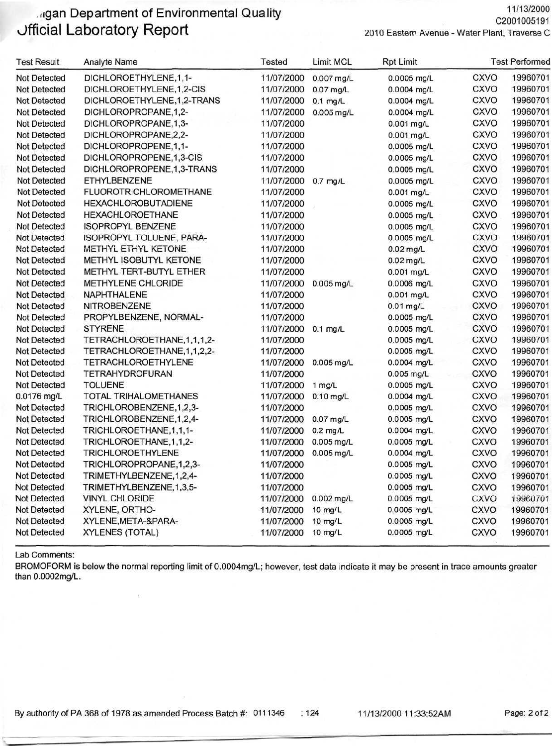# ..igan Department of Environmental Quality
# Jfficial Laboratory Report

11/13/2000
C2001005191
2010 Eastern Avenue - Water Plant, Traverse C

| Test Result | Analyte Name | Tested | Limit MCL | Rpt Limit | Test Performed | |
|---|---|---|---|---|---|---|
| Not Detected | DICHLOROETHYLENE,1,1- | 11/07/2000 | 0.007 mg/L | 0.0005 mg/L | CXVO | 19960701 |
| Not Detected | DICHLOROETHYLENE,1,2-CIS | 11/07/2000 | 0.07 mg/L | 0.0004 mg/L | CXVO | 19960701 |
| Not Detected | DICHLOROETHYLENE,1,2-TRANS | 11/07/2000 | 0.1 mg/L | 0.0004 mg/L | CXVO | 19960701 |
| Not Detected | DICHLOROPROPANE,1,2- | 11/07/2000 | 0.005 mg/L | 0.0004 mg/L | CXVO | 19960701 |
| Not Detected | DICHLOROPROPANE,1,3- | 11/07/2000 | | 0.001 mg/L | CXVO | 19960701 |
| Not Detected | DICHLOROPROPANE,2,2- | 11/07/2000 | | 0.001 mg/L | CXVO | 19960701 |
| Not Detected | DICHLOROPROPENE,1,1- | 11/07/2000 | | 0.0005 mg/L | CXVO | 19960701 |
| Not Detected | DICHLOROPROPENE,1,3-CIS | 11/07/2000 | | 0.0005 mg/L | CXVO | 19960701 |
| Not Detected | DICHLOROPROPENE,1,3-TRANS | 11/07/2000 | | 0.0005 mg/L | CXVO | 19960701 |
| Not Detected | ETHYLBENZENE | 11/07/2000 | 0.7 mg/L | 0.0005 mg/L | CXVO | 19960701 |
| Not Detected | FLUOROTRICHLOROMETHANE | 11/07/2000 | | 0.001 mg/L | CXVO | 19960701 |
| Not Detected | HEXACHLOROBUTADIENE | 11/07/2000 | | 0.0005 mg/L | CXVO | 19960701 |
| Not Detected | HEXACHLOROETHANE | 11/07/2000 | | 0.0005 mg/L | CXVO | 19960701 |
| Not Detected | ISOPROPYL BENZENE | 11/07/2000 | | 0.0005 mg/L | CXVO | 19960701 |
| Not Detected | ISOPROPYL TOLUENE, PARA- | 11/07/2000 | | 0.0005 mg/L | CXVO | 19960701 |
| Not Detected | METHYL ETHYL KETONE | 11/07/2000 | | 0.02 mg/L | CXVO | 19960701 |
| Not Detected | METHYL ISOBUTYL KETONE | 11/07/2000 | | 0.02 mg/L | CXVO | 19960701 |
| Not Detected | METHYL TERT-BUTYL ETHER | 11/07/2000 | | 0.001 mg/L | CXVO | 19960701 |
| Not Detected | METHYLENE CHLORIDE | 11/07/2000 | 0.005 mg/L | 0.0006 mg/L | CXVO | 19960701 |
| Not Detected | NAPHTHALENE | 11/07/2000 | | 0.001 mg/L | CXVO | 19960701 |
| Not Detected | NITROBENZENE | 11/07/2000 | | 0.01 mg/L | CXVO | 19960701 |
| Not Detected | PROPYLBENZENE, NORMAL- | 11/07/2000 | | 0.0005 mg/L | CXVO | 19960701 |
| Not Detected | STYRENE | 11/07/2000 | 0.1 mg/L | 0.0005 mg/L | CXVO | 19960701 |
| Not Detected | TETRACHLOROETHANE,1,1,1,2- | 11/07/2000 | | 0.0005 mg/L | CXVO | 19960701 |
| Not Detected | TETRACHLOROETHANE,1,1,2,2- | 11/07/2000 | | 0.0005 mg/L | CXVO | 19960701 |
| Not Detected | TETRACHLOROETHYLENE | 11/07/2000 | 0.005 mg/L | 0.0004 mg/L | CXVO | 19960701 |
| Not Detected | TETRAHYDROFURAN | 11/07/2000 | | 0.005 mg/L | CXVO | 19960701 |
| Not Detected | TOLUENE | 11/07/2000 | 1 mg/L | 0.0005 mg/L | CXVO | 19960701 |
| 0.0176 mg/L | TOTAL TRIHALOMETHANES | 11/07/2000 | 0.10 mg/L | 0.0004 mg/L | CXVO | 19960701 |
| Not Detected | TRICHLOROBENZENE,1,2,3- | 11/07/2000 | | 0.0005 mg/L | CXVO | 19960701 |
| Not Detected | TRICHLOROBENZENE,1,2,4- | 11/07/2000 | 0.07 mg/L | 0.0005 mg/L | CXVO | 19960701 |
| Not Detected | TRICHLOROETHANE,1,1,1- | 11/07/2000 | 0.2 mg/L | 0.0004 mg/L | CXVO | 19960701 |
| Not Detected | TRICHLOROETHANE,1,1,2- | 11/07/2000 | 0.005 mg/L | 0.0005 mg/L | CXVO | 19960701 |
| Not Detected | TRICHLOROETHYLENE | 11/07/2000 | 0.005 mg/L | 0.0004 mg/L | CXVO | 19960701 |
| Not Detected | TRICHLOROPROPANE,1,2,3- | 11/07/2000 | | 0.0005 mg/L | CXVO | 19960701 |
| Not Detected | TRIMETHYLBENZENE,1,2,4- | 11/07/2000 | | 0.0005 mg/L | CXVO | 19960701 |
| Not Detected | TRIMETHYLBENZENE,1,3,5- | 11/07/2000 | | 0.0005 mg/L | CXVO | 19960701 |
| Not Detected | VINYL CHLORIDE | 11/07/2000 | 0.002 mg/L | 0.0005 mg/L | CXVO | 19960701 |
| Not Detected | XYLENE, ORTHO- | 11/07/2000 | 10 mg/L | 0.0005 mg/L | CXVO | 19960701 |
| Not Detected | XYLENE,META-&PARA- | 11/07/2000 | 10 mg/L | 0.0005 mg/L | CXVO | 19960701 |
| Not Detected | XYLENES (TOTAL) | 11/07/2000 | 10 mg/L | 0.0005 mg/L | CXVO | 19960701 |

Lab Comments:

BROMOFORM is below the normal reporting limit of 0.0004mg/L; however, test data indicate it may be present in trace amounts greater than 0.0002mg/L.

By authority of PA 368 of 1978 as amended Process Batch #: 0111346 : 124 11/13/2000 11:33:52AM